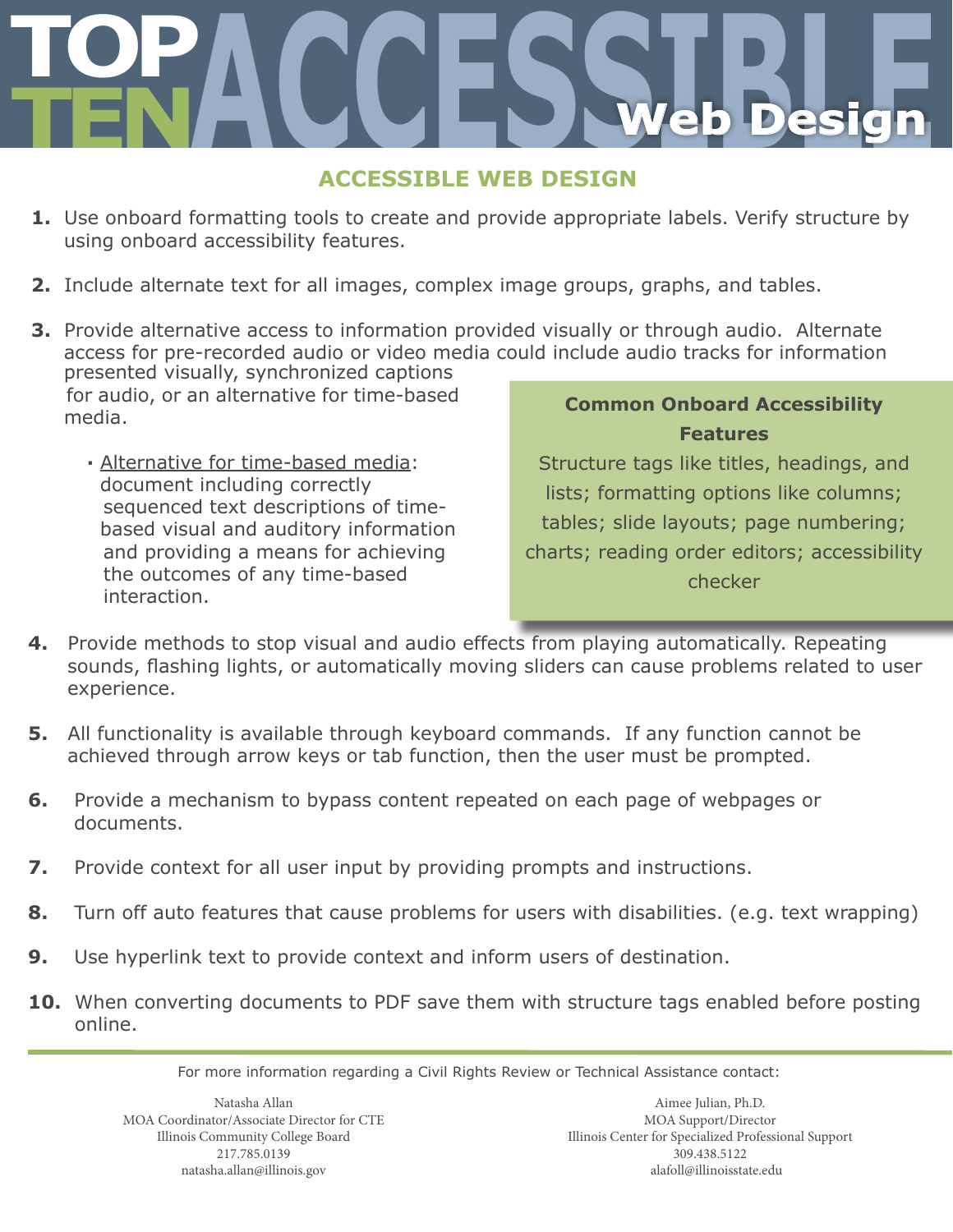# TOP TEN ACCESSIBLE Web Design

## ACCESSIBLE WEB DESIGN

1. Use onboard formatting tools to create and provide appropriate labels. Verify structure by using onboard accessibility features.

2. Include alternate text for all images, complex image groups, graphs, and tables.

3. Provide alternative access to information provided visually or through audio. Alternate access for pre-recorded audio or video media could include audio tracks for information presented visually, synchronized captions for audio, or an alternative for time-based media.

   - Alternative for time-based media: document including correctly sequenced text descriptions of time-based visual and auditory information and providing a means for achieving the outcomes of any time-based interaction.

4. Provide methods to stop visual and audio effects from playing automatically. Repeating sounds, flashing lights, or automatically moving sliders can cause problems related to user experience.

5. All functionality is available through keyboard commands. If any function cannot be achieved through arrow keys or tab function, then the user must be prompted.

6. Provide a mechanism to bypass content repeated on each page of webpages or documents.

7. Provide context for all user input by providing prompts and instructions.

8. Turn off auto features that cause problems for users with disabilities. (e.g. text wrapping)

9. Use hyperlink text to provide context and inform users of destination.

10. When converting documents to PDF save them with structure tags enabled before posting online.

**Common Onboard Accessibility Features**

Structure tags like titles, headings, and lists; formatting options like columns; tables; slide layouts; page numbering; charts; reading order editors; accessibility checker

---

For more information regarding a Civil Rights Review or Technical Assistance contact:

Natasha Allan
MOA Coordinator/Associate Director for CTE
Illinois Community College Board
217.785.0139
natasha.allan@illinois.gov

Aimee Julian, Ph.D.
MOA Support/Director
Illinois Center for Specialized Professional Support
309.438.5122
alafoll@illinoisstate.edu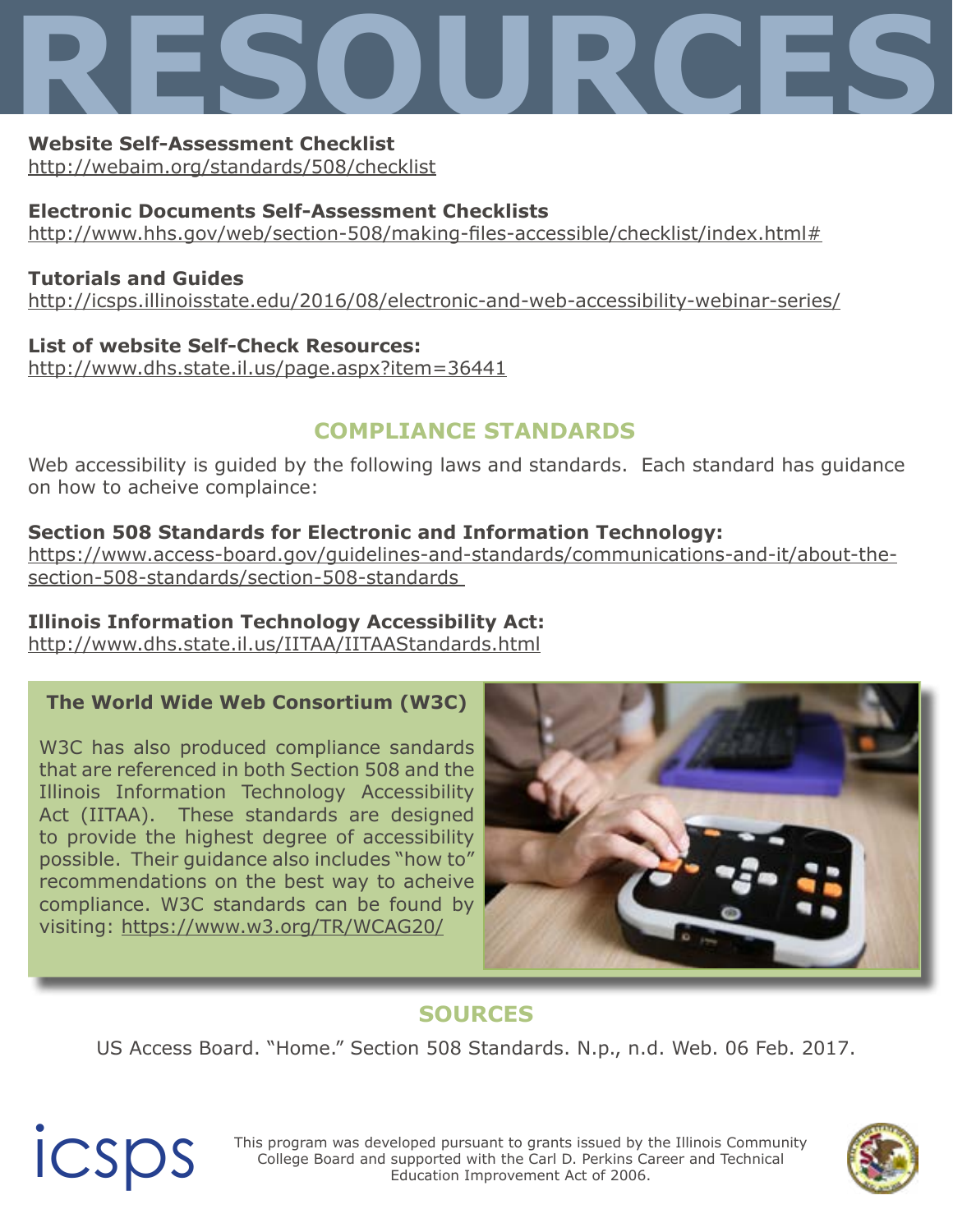# RESOURCES

**Website Self-Assessment Checklist**
http://webaim.org/standards/508/checklist

**Electronic Documents Self-Assessment Checklists**
http://www.hhs.gov/web/section-508/making-files-accessible/checklist/index.html#

**Tutorials and Guides**
http://icsps.illinoisstate.edu/2016/08/electronic-and-web-accessibility-webinar-series/

**List of website Self-Check Resources:**
http://www.dhs.state.il.us/page.aspx?item=36441

## COMPLIANCE STANDARDS

Web accessibility is guided by the following laws and standards. Each standard has guidance on how to acheive complaince:

**Section 508 Standards for Electronic and Information Technology:**
https://www.access-board.gov/guidelines-and-standards/communications-and-it/about-the-section-508-standards/section-508-standards

**Illinois Information Technology Accessibility Act:**
http://www.dhs.state.il.us/IITAA/IITAAStandards.html

### The World Wide Web Consortium (W3C)

W3C has also produced compliance sandards that are referenced in both Section 508 and the Illinois Information Technology Accessibility Act (IITAA). These standards are designed to provide the highest degree of accessibility possible. Their guidance also includes "how to" recommendations on the best way to acheive compliance. W3C standards can be found by visiting: https://www.w3.org/TR/WCAG20/

## SOURCES

US Access Board. "Home." Section 508 Standards. N.p., n.d. Web. 06 Feb. 2017.

icsps

This program was developed pursuant to grants issued by the Illinois Community College Board and supported with the Carl D. Perkins Career and Technical Education Improvement Act of 2006.